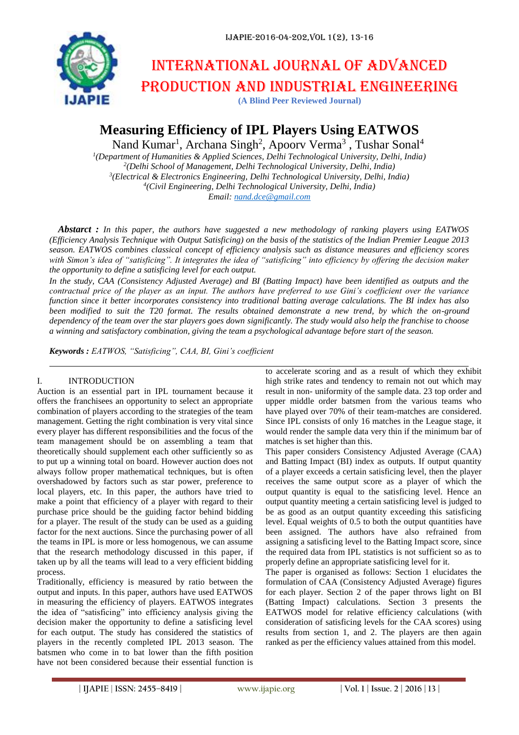# INTERNATIONAL JOURNAL OF ADVANCED PRODUCTION AND INDUSTRIAL ENGINEERING

**(A Blind Peer Reviewed Journal)**

# Measuring Efficiency of IPL Players Using EATWOS

Nand Kumar[1], Archana Singh[2], Apoorv Verma[3] , Tushar Sonal[4]

[1]*(Department of Humanities & Applied Sciences, Delhi Technological University, Delhi, India)*
[2]*(Delhi School of Management, Delhi Technological University, Delhi, India)*
[3]*(Electrical & Electronics Engineering, Delhi Technological University, Delhi, India)*
[4]*(Civil Engineering, Delhi Technological University, Delhi, India)*
*Email: nand.dce@gmail.com*

***Abstarct :*** *In this paper, the authors have suggested a new methodology of ranking players using EATWOS (Efficiency Analysis Technique with Output Satisficing) on the basis of the statistics of the Indian Premier League 2013 season. EATWOS combines classical concept of efficiency analysis such as distance measures and efficiency scores with Simon's idea of "satisficing". It integrates the idea of "satisficing" into efficiency by offering the decision maker the opportunity to define a satisficing level for each output.*

*In the study, CAA (Consistency Adjusted Average) and BI (Batting Impact) have been identified as outputs and the contractual price of the player as an input. The authors have preferred to use Gini's coefficient over the variance function since it better incorporates consistency into traditional batting average calculations. The BI index has also been modified to suit the T20 format. The results obtained demonstrate a new trend, by which the on-ground dependency of the team over the star players goes down significantly. The study would also help the franchise to choose a winning and satisfactory combination, giving the team a psychological advantage before start of the season.*

***Keywords :*** *EATWOS, "Satisficing", CAA, BI, Gini's coefficient*

## I. INTRODUCTION

Auction is an essential part in IPL tournament because it offers the franchisees an opportunity to select an appropriate combination of players according to the strategies of the team management. Getting the right combination is very vital since every player has different responsibilities and the focus of the team management should be on assembling a team that theoretically should supplement each other sufficiently so as to put up a winning total on board. However auction does not always follow proper mathematical techniques, but is often overshadowed by factors such as star power, preference to local players, etc. In this paper, the authors have tried to make a point that efficiency of a player with regard to their purchase price should be the guiding factor behind bidding for a player. The result of the study can be used as a guiding factor for the next auctions. Since the purchasing power of all the teams in IPL is more or less homogenous, we can assume that the research methodology discussed in this paper, if taken up by all the teams will lead to a very efficient bidding process.

Traditionally, efficiency is measured by ratio between the output and inputs. In this paper, authors have used EATWOS in measuring the efficiency of players. EATWOS integrates the idea of "satisficing" into efficiency analysis giving the decision maker the opportunity to define a satisficing level for each output. The study has considered the statistics of players in the recently completed IPL 2013 season. The batsmen who come in to bat lower than the fifth position have not been considered because their essential function is to accelerate scoring and as a result of which they exhibit high strike rates and tendency to remain not out which may result in non- uniformity of the sample data. 23 top order and upper middle order batsmen from the various teams who have played over 70% of their team-matches are considered. Since IPL consists of only 16 matches in the League stage, it would render the sample data very thin if the minimum bar of matches is set higher than this.

This paper considers Consistency Adjusted Average (CAA) and Batting Impact (BI) index as outputs. If output quantity of a player exceeds a certain satisficing level, then the player receives the same output score as a player of which the output quantity is equal to the satisficing level. Hence an output quantity meeting a certain satisficing level is judged to be as good as an output quantity exceeding this satisficing level. Equal weights of 0.5 to both the output quantities have been assigned. The authors have also refrained from assigning a satisficing level to the Batting Impact score, since the required data from IPL statistics is not sufficient so as to properly define an appropriate satisficing level for it.

The paper is organised as follows: Section 1 elucidates the formulation of CAA (Consistency Adjusted Average) figures for each player. Section 2 of the paper throws light on BI (Batting Impact) calculations. Section 3 presents the EATWOS model for relative efficiency calculations (with consideration of satisficing levels for the CAA scores) using results from section 1, and 2. The players are then again ranked as per the efficiency values attained from this model.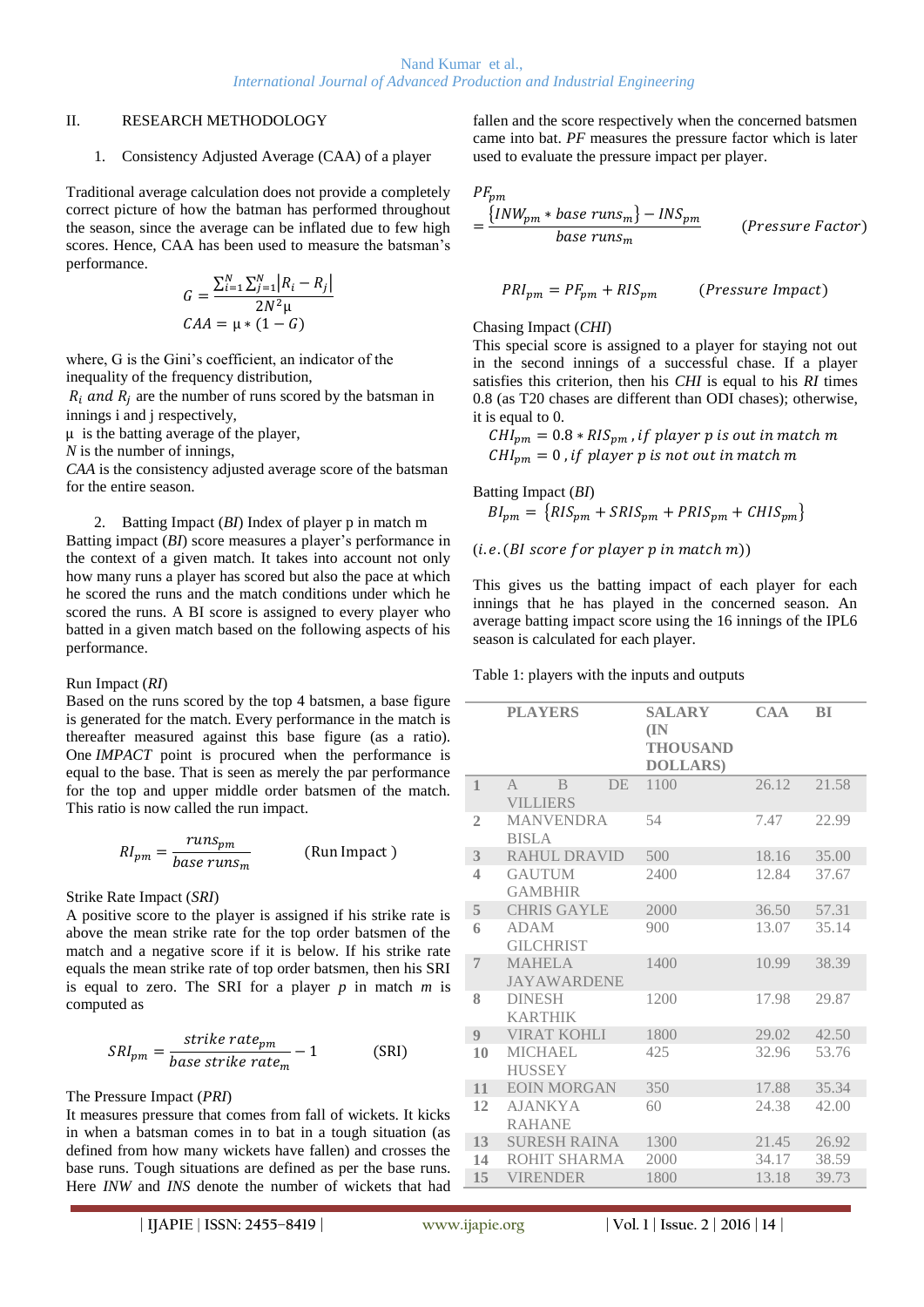## II. RESEARCH METHODOLOGY

### 1. Consistency Adjusted Average (CAA) of a player

Traditional average calculation does not provide a completely correct picture of how the batman has performed throughout the season, since the average can be inflated due to few high scores. Hence, CAA has been used to measure the batsman's performance.

$$G = \frac{\sum_{i=1}^{N}\sum_{j=1}^{N}|R_i - R_j|}{2N^2\mu}$$

$$CAA = \mu * (1 - G)$$

where, G is the Gini's coefficient, an indicator of the inequality of the frequency distribution,

$R_i$ *and* $R_j$ are the number of runs scored by the batsman in innings i and j respectively,

μ is the batting average of the player,

*N* is the number of innings,

*CAA* is the consistency adjusted average score of the batsman for the entire season.

### 2. Batting Impact (*BI*) Index of player p in match m

Batting impact (*BI*) score measures a player's performance in the context of a given match. It takes into account not only how many runs a player has scored but also the pace at which he scored the runs and the match conditions under which he scored the runs. A BI score is assigned to every player who batted in a given match based on the following aspects of his performance.

Run Impact (*RI*)

Based on the runs scored by the top 4 batsmen, a base figure is generated for the match. Every performance in the match is thereafter measured against this base figure (as a ratio). One *IMPACT* point is procured when the performance is equal to the base. That is seen as merely the par performance for the top and upper middle order batsmen of the match. This ratio is now called the run impact.

$$RI_{pm} = \frac{runs_{pm}}{base\ runs_m} \qquad \text{(Run Impact)}$$

Strike Rate Impact (*SRI*)

A positive score to the player is assigned if his strike rate is above the mean strike rate for the top order batsmen of the match and a negative score if it is below. If his strike rate equals the mean strike rate of top order batsmen, then his SRI is equal to zero. The SRI for a player *p* in match *m* is computed as

$$SRI_{pm} = \frac{strike\ rate_{pm}}{base\ strike\ rate_m} - 1 \qquad \text{(SRI)}$$

The Pressure Impact (*PRI*)

It measures pressure that comes from fall of wickets. It kicks in when a batsman comes in to bat in a tough situation (as defined from how many wickets have fallen) and crosses the base runs. Tough situations are defined as per the base runs. Here *INW* and *INS* denote the number of wickets that had fallen and the score respectively when the concerned batsmen came into bat. *PF* measures the pressure factor which is later used to evaluate the pressure impact per player.

$$PF_{pm} = \frac{\{INW_{pm} * base\ runs_m\} - INS_{pm}}{base\ runs_m} \qquad (Pressure\ Factor)$$

$$PRI_{pm} = PF_{pm} + RIS_{pm} \qquad (Pressure\ Impact)$$

Chasing Impact (*CHI*)

This special score is assigned to a player for staying not out in the second innings of a successful chase. If a player satisfies this criterion, then his *CHI* is equal to his *RI* times 0.8 (as T20 chases are different than ODI chases); otherwise, it is equal to 0.

$$CHI_{pm} = 0.8 * RIS_{pm}\ , if\ player\ p\ is\ out\ in\ match\ m$$

$$CHI_{pm} = 0\ , if\ player\ p\ is\ not\ out\ in\ match\ m$$

Batting Impact (*BI*)

$$BI_{pm} = \{RIS_{pm} + SRIS_{pm} + PRIS_{pm} + CHIS_{pm}\}$$

$(i.e.(BI\ score\ for\ player\ p\ in\ match\ m))$

This gives us the batting impact of each player for each innings that he has played in the concerned season. An average batting impact score using the 16 innings of the IPL6 season is calculated for each player.

Table 1: players with the inputs and outputs

| | PLAYERS | SALARY (IN THOUSAND DOLLARS) | CAA | BI |
|---|---|---|---|---|
| 1 | A B DE VILLIERS | 1100 | 26.12 | 21.58 |
| 2 | MANVENDRA BISLA | 54 | 7.47 | 22.99 |
| 3 | RAHUL DRAVID | 500 | 18.16 | 35.00 |
| 4 | GAUTUM GAMBHIR | 2400 | 12.84 | 37.67 |
| 5 | CHRIS GAYLE | 2000 | 36.50 | 57.31 |
| 6 | ADAM GILCHRIST | 900 | 13.07 | 35.14 |
| 7 | MAHELA JAYAWARDENE | 1400 | 10.99 | 38.39 |
| 8 | DINESH KARTHIK | 1200 | 17.98 | 29.87 |
| 9 | VIRAT KOHLI | 1800 | 29.02 | 42.50 |
| 10 | MICHAEL HUSSEY | 425 | 32.96 | 53.76 |
| 11 | EOIN MORGAN | 350 | 17.88 | 35.34 |
| 12 | AJANKYA RAHANE | 60 | 24.38 | 42.00 |
| 13 | SURESH RAINA | 1300 | 21.45 | 26.92 |
| 14 | ROHIT SHARMA | 2000 | 34.17 | 38.59 |
| 15 | VIRENDER | 1800 | 13.18 | 39.73 |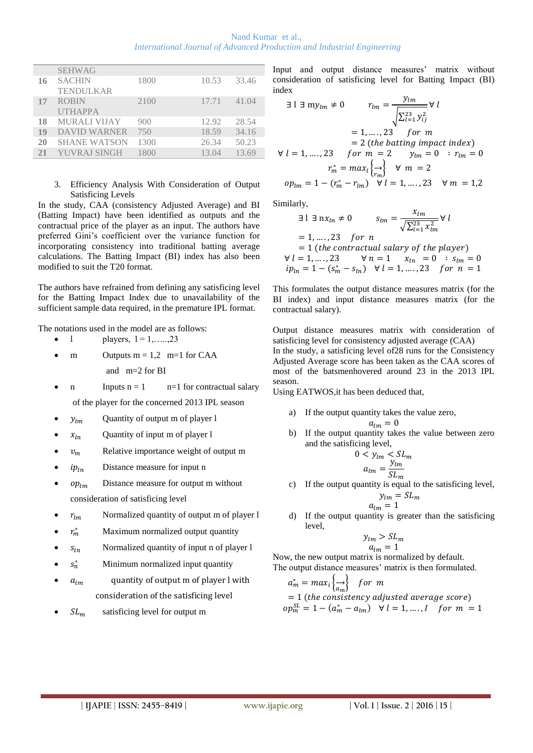| | | | | |
|---|---|---|---|---|
| | SEHWAG | | | |
| 16 | SACHIN TENDULKAR | 1800 | 10.53 | 33.46 |
| 17 | ROBIN UTHAPPA | 2100 | 17.71 | 41.04 |
| 18 | MURALI VIJAY | 900 | 12.92 | 28.54 |
| 19 | DAVID WARNER | 750 | 18.59 | 34.16 |
| 20 | SHANE WATSON | 1300 | 26.34 | 50.23 |
| 21 | YUVRAJ SINGH | 1800 | 13.04 | 13.69 |

3. Efficiency Analysis With Consideration of Output Satisficing Levels

In the study, CAA (consistency Adjusted Average) and BI (Batting Impact) have been identified as outputs and the contractual price of the player as an input. The authors have preferred Gini's coefficient over the variance function for incorporating consistency into traditional batting average calculations. The Batting Impact (BI) index has also been modified to suit the T20 format.

The authors have refrained from defining any satisficing level for the Batting Impact Index due to unavailability of the sufficient sample data required, in the premature IPL format.

The notations used in the model are as follows:

- l players, l = 1,…..,23
- m Outputs m = 1,2 m=1 for CAA and m=2 for BI
- n Inputs n = 1 n=1 for contractual salary of the player for the concerned 2013 IPL season
- $y_{lm}$ Quantity of output m of player l
- $x_{ln}$ Quantity of input m of player l
- $v_m$ Relative importance weight of output m
- $ip_{ln}$ Distance measure for input n
- $op_{lm}$ Distance measure for output m without consideration of satisficing level
- $r_{lm}$ Normalized quantity of output m of player l
- $r_m^*$ Maximum normalized output quantity
- $s_{ln}$ Normalized quantity of input n of player l
- $s_n^*$ Minimum normalized input quantity
- $a_{lm}$ quantity of output m of player l with consideration of the satisficing level
- $SL_m$ satisficing level for output m

Input and output distance measures' matrix without consideration of satisficing level for Batting Impact (BI) index

$$\exists\, l \,\exists\, my_{lm} \neq 0 \qquad r_{lm} = \frac{y_{lm}}{\sqrt{\sum_{l=1}^{23} y_{lj}^2}} \forall\, l$$

$$= 1, \ldots.., 23 \quad for\ m$$

$$= 2\ (the\ batting\ impact\ index)$$

$$\forall\, l = 1, \ldots.., 23 \quad for\ m = 2 \quad y_{lm} = 0 \ \ : r_{lm} = 0$$

$$r_m^* = max_l \left\{ \overrightarrow{r_m} \right\} \quad \forall\ m = 2$$

$$op_{lm} = 1 - (r_m^* - r_{lm}) \quad \forall\, l = 1, \ldots.., 23 \quad \forall\, m = 1,2$$

Similarly,

$$\exists\, l \,\exists\, nx_{ln} \neq 0 \qquad s_{lm} = \frac{x_{lm}}{\sqrt{\sum_{l=1}^{23} x_{lm}^2}} \forall\, l$$

$$= 1, \ldots.., 23 \quad for\ n$$

$$= 1\ (the\ contractual\ salary\ of\ the\ player)$$

$$\forall\, l = 1, \ldots.., 23 \qquad \forall\, n = 1 \qquad x_{ln} = 0 \ \ : s_{lm} = 0$$

$$ip_{ln} = 1 - (s_m^* - s_{ln}) \quad \forall\, l = 1, \ldots.., 23 \quad for\ n = 1$$

This formulates the output distance measures matrix (for the BI index) and input distance measures matrix (for the contractual salary).

Output distance measures matrix with consideration of satisficing level for consistency adjusted average (CAA)

In the study, a satisficing level of28 runs for the Consistency Adjusted Average score has been taken as the CAA scores of most of the batsmenhovered around 23 in the 2013 IPL season.

Using EATWOS,it has been deduced that,

a) If the output quantity takes the value zero,
$$a_{lm} = 0$$

b) If the output quantity takes the value between zero and the satisficing level,
$$0 < y_{lm} < SL_m$$
$$a_{lm} = \frac{y_{lm}}{SL_m}$$

c) If the output quantity is equal to the satisficing level,
$$y_{lm} = SL_m$$
$$a_{lm} = 1$$

d) If the output quantity is greater than the satisficing level,
$$y_{lm} > SL_m$$
$$a_{lm} = 1$$

Now, the new output matrix is normalized by default.
The output distance measures' matrix is then formulated.

$$a_m^* = max_i \left\{ \overrightarrow{a_m} \right\} \quad for\ m$$

$$= 1\ (the\ consistency\ adjusted\ average\ score)$$

$$op_m^{SL} = 1 - (a_m^* - a_{lm}) \quad \forall\, l = 1, \ldots.., I \quad for\ m = 1$$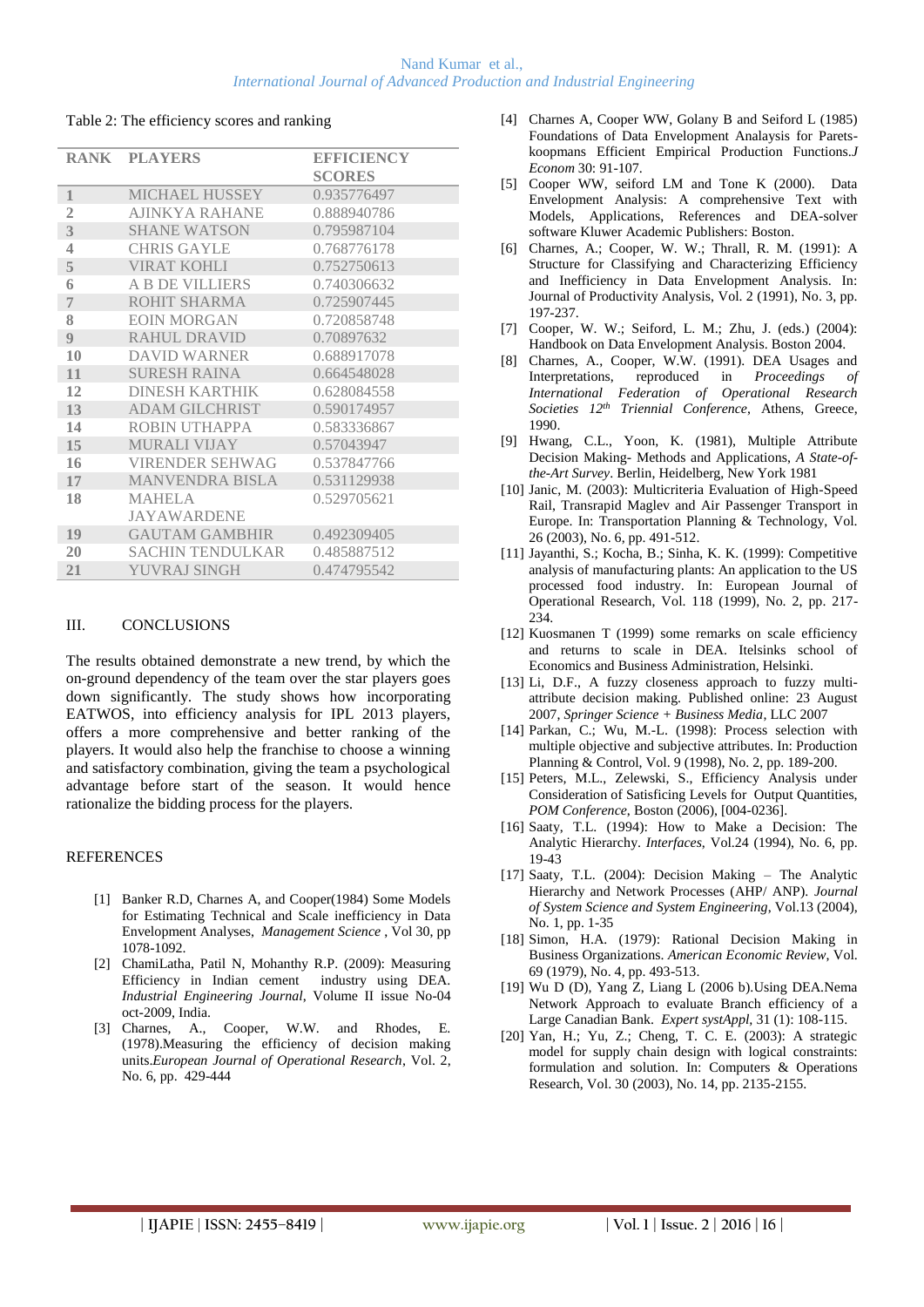Table 2: The efficiency scores and ranking

| RANK | PLAYERS | EFFICIENCY SCORES |
|---|---|---|
| 1 | MICHAEL HUSSEY | 0.935776497 |
| 2 | AJINKYA RAHANE | 0.888940786 |
| 3 | SHANE WATSON | 0.795987104 |
| 4 | CHRIS GAYLE | 0.768776178 |
| 5 | VIRAT KOHLI | 0.752750613 |
| 6 | A B DE VILLIERS | 0.740306632 |
| 7 | ROHIT SHARMA | 0.725907445 |
| 8 | EOIN MORGAN | 0.720858748 |
| 9 | RAHUL DRAVID | 0.70897632 |
| 10 | DAVID WARNER | 0.688917078 |
| 11 | SURESH RAINA | 0.664548028 |
| 12 | DINESH KARTHIK | 0.628084558 |
| 13 | ADAM GILCHRIST | 0.590174957 |
| 14 | ROBIN UTHAPPA | 0.583336867 |
| 15 | MURALI VIJAY | 0.57043947 |
| 16 | VIRENDER SEHWAG | 0.537847766 |
| 17 | MANVENDRA BISLA | 0.531129938 |
| 18 | MAHELA JAYAWARDENE | 0.529705621 |
| 19 | GAUTAM GAMBHIR | 0.492309405 |
| 20 | SACHIN TENDULKAR | 0.485887512 |
| 21 | YUVRAJ SINGH | 0.474795542 |

## III. CONCLUSIONS

The results obtained demonstrate a new trend, by which the on-ground dependency of the team over the star players goes down significantly. The study shows how incorporating EATWOS, into efficiency analysis for IPL 2013 players, offers a more comprehensive and better ranking of the players. It would also help the franchise to choose a winning and satisfactory combination, giving the team a psychological advantage before start of the season. It would hence rationalize the bidding process for the players.

## REFERENCES

[1] Banker R.D, Charnes A, and Cooper(1984) Some Models for Estimating Technical and Scale inefficiency in Data Envelopment Analyses, *Management Science* , Vol 30, pp 1078-1092.

[2] ChamiLatha, Patil N, Mohanthy R.P. (2009): Measuring Efficiency in Indian cement industry using DEA. *Industrial Engineering Journal*, Volume II issue No-04 oct-2009, India.

[3] Charnes, A., Cooper, W.W. and Rhodes, E. (1978).Measuring the efficiency of decision making units.*European Journal of Operational Research*, Vol. 2, No. 6, pp. 429-444

[4] Charnes A, Cooper WW, Golany B and Seiford L (1985) Foundations of Data Envelopment Analysis for Parets-koopmans Efficient Empirical Production Functions.*J Econom* 30: 91-107.

[5] Cooper WW, seiford LM and Tone K (2000). Data Envelopment Analysis: A comprehensive Text with Models, Applications, References and DEA-solver software Kluwer Academic Publishers: Boston.

[6] Charnes, A.; Cooper, W. W.; Thrall, R. M. (1991): A Structure for Classifying and Characterizing Efficiency and Inefficiency in Data Envelopment Analysis. In: Journal of Productivity Analysis, Vol. 2 (1991), No. 3, pp. 197-237.

[7] Cooper, W. W.; Seiford, L. M.; Zhu, J. (eds.) (2004): Handbook on Data Envelopment Analysis. Boston 2004.

[8] Charnes, A., Cooper, W.W. (1991). DEA Usages and Interpretations, reproduced in *Proceedings of International Federation of Operational Research Societies 12th Triennial Conference*, Athens, Greece, 1990.

[9] Hwang, C.L., Yoon, K. (1981), Multiple Attribute Decision Making- Methods and Applications, *A State-of-the-Art Survey*. Berlin, Heidelberg, New York 1981

[10] Janic, M. (2003): Multicriteria Evaluation of High-Speed Rail, Transrapid Maglev and Air Passenger Transport in Europe. In: Transportation Planning & Technology, Vol. 26 (2003), No. 6, pp. 491-512.

[11] Jayanthi, S.; Kocha, B.; Sinha, K. K. (1999): Competitive analysis of manufacturing plants: An application to the US processed food industry. In: European Journal of Operational Research, Vol. 118 (1999), No. 2, pp. 217-234.

[12] Kuosmanen T (1999) some remarks on scale efficiency and returns to scale in DEA. Itelsinks school of Economics and Business Administration, Helsinki.

[13] Li, D.F., A fuzzy closeness approach to fuzzy multi-attribute decision making. Published online: 23 August 2007, *Springer Science + Business Media*, LLC 2007

[14] Parkan, C.; Wu, M.-L. (1998): Process selection with multiple objective and subjective attributes. In: Production Planning & Control, Vol. 9 (1998), No. 2, pp. 189-200.

[15] Peters, M.L., Zelewski, S., Efficiency Analysis under Consideration of Satisficing Levels for Output Quantities, *POM Conference*, Boston (2006), [004-0236].

[16] Saaty, T.L. (1994): How to Make a Decision: The Analytic Hierarchy. *Interfaces*, Vol.24 (1994), No. 6, pp. 19-43

[17] Saaty, T.L. (2004): Decision Making – The Analytic Hierarchy and Network Processes (AHP/ ANP). *Journal of System Science and System Engineering*, Vol.13 (2004), No. 1, pp. 1-35

[18] Simon, H.A. (1979): Rational Decision Making in Business Organizations. *American Economic Review*, Vol. 69 (1979), No. 4, pp. 493-513.

[19] Wu D (D), Yang Z, Liang L (2006 b).Using DEA.Nema Network Approach to evaluate Branch efficiency of a Large Canadian Bank. *Expert systAppl*, 31 (1): 108-115.

[20] Yan, H.; Yu, Z.; Cheng, T. C. E. (2003): A strategic model for supply chain design with logical constraints: formulation and solution. In: Computers & Operations Research, Vol. 30 (2003), No. 14, pp. 2135-2155.